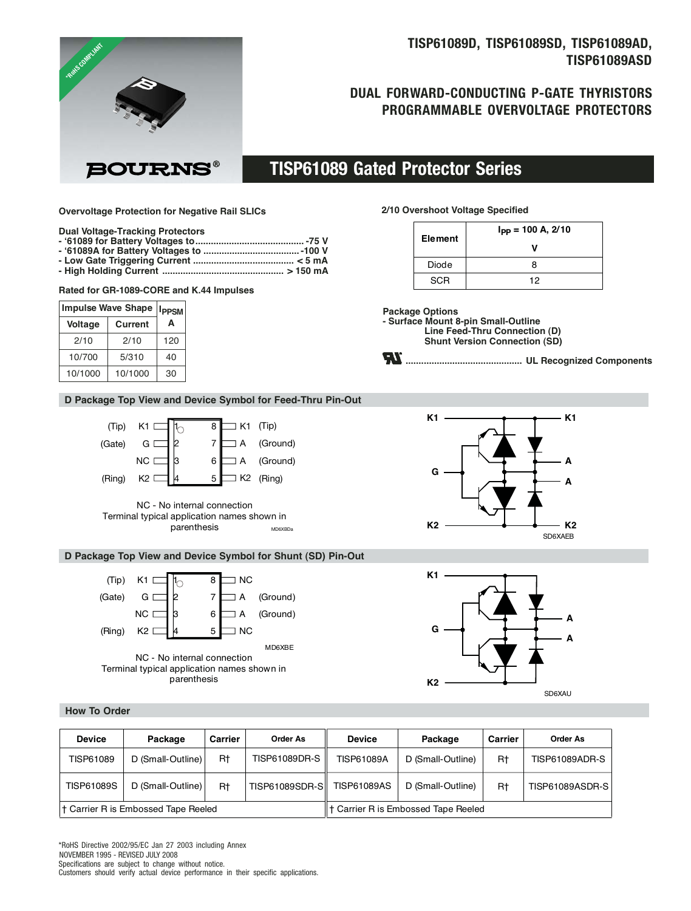# TISP61089D, TISP61089SD, TISP61089AD, TISP61089ASD

## DUAL FORWARD-CONDUCTING P-GATE THYRISTORS PROGRAMMABLE OVERVOLTAGE PROTECTORS

## TISP61089 Gated Protector Series

**Overvoltage Protection for Negative Rail SLICs**

**Dual Voltage-Tracking Protectors**
- '61089 for Battery Voltages to ........................................ -75 V
- '61089A for Battery Voltages to .................................... -100 V
- Low Gate Triggering Current ...................................... < 5 mA
- High Holding Current .............................................. > 150 mA

**Rated for GR-1089-CORE and K.44 Impulses**

| Impulse Wave Shape | | $I_{PPSM}$ |
|---|---|---|
| Voltage | Current | A |
| 2/10 | 2/10 | 120 |
| 10/700 | 5/310 | 40 |
| 10/1000 | 10/1000 | 30 |

**2/10 Overshoot Voltage Specified**

| Element | $I_{PP}$ = 100 A, 2/10 V |
|---|---|
| Diode | 8 |
| SCR | 12 |

**Package Options**
- **Surface Mount 8-pin Small-Outline**
  - **Line Feed-Thru Connection (D)**
  - **Shunt Version Connection (SD)**

**............................................ UL Recognized Components**

### D Package Top View and Device Symbol for Feed-Thru Pin-Out

| Name | Pin | | Pin | Name |
|---|---|---|---|---|
| (Tip) K1 | 1 | | 8 | K1 (Tip) |
| (Gate) G | 2 | | 7 | A (Ground) |
| NC | 3 | | 6 | A (Ground) |
| (Ring) K2 | 4 | | 5 | K2 (Ring) |

NC - No internal connection
Terminal typical application names shown in parenthesis

MD6XBDa

SD6XAEB

### D Package Top View and Device Symbol for Shunt (SD) Pin-Out

| Name | Pin | | Pin | Name |
|---|---|---|---|---|
| (Tip) K1 | 1 | | 8 | NC |
| (Gate) G | 2 | | 7 | A (Ground) |
| NC | 3 | | 6 | A (Ground) |
| (Ring) K2 | 4 | | 5 | NC |

MD6XBE

NC - No internal connection
Terminal typical application names shown in parenthesis

SD6XAU

### How To Order

| Device | Package | Carrier | Order As | Device | Package | Carrier | Order As |
|---|---|---|---|---|---|---|---|
| TISP61089 | D (Small-Outline) | R† | TISP61089DR-S | TISP61089A | D (Small-Outline) | R† | TISP61089ADR-S |
| TISP61089S | D (Small-Outline) | R† | TISP61089SDR-S | TISP61089AS | D (Small-Outline) | R† | TISP61089ASDR-S |
| † Carrier R is Embossed Tape Reeled | | | | † Carrier R is Embossed Tape Reeled | | | |

*RoHS Directive 2002/95/EC Jan 27 2003 including Annex
NOVEMBER 1995 - REVISED JULY 2008
Specifications are subject to change without notice.
Customers should verify actual device performance in their specific applications.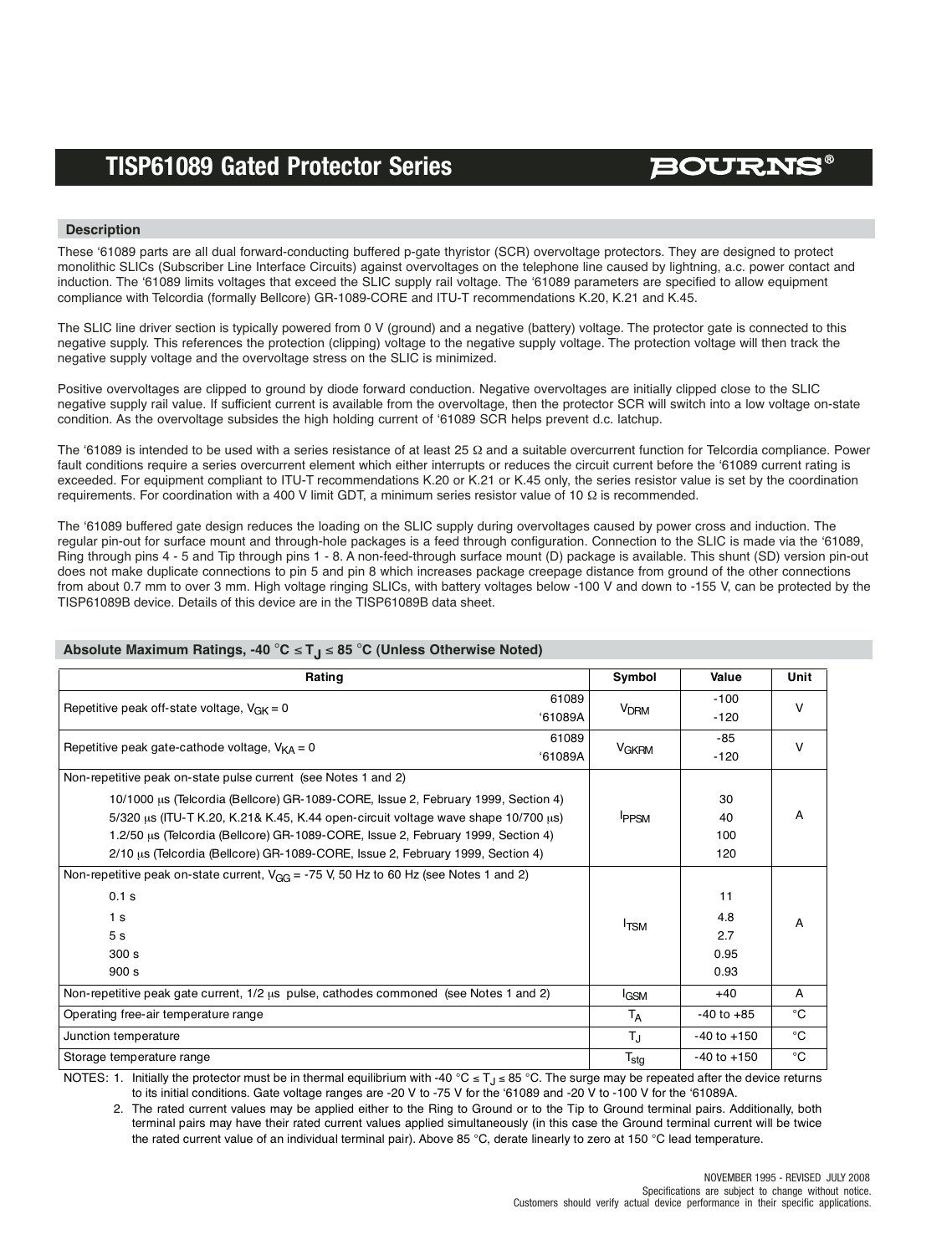## Description

These '61089 parts are all dual forward-conducting buffered p-gate thyristor (SCR) overvoltage protectors. They are designed to protect monolithic SLICs (Subscriber Line Interface Circuits) against overvoltages on the telephone line caused by lightning, a.c. power contact and induction. The '61089 limits voltages that exceed the SLIC supply rail voltage. The '61089 parameters are specified to allow equipment compliance with Telcordia (formally Bellcore) GR-1089-CORE and ITU-T recommendations K.20, K.21 and K.45.

The SLIC line driver section is typically powered from 0 V (ground) and a negative (battery) voltage. The protector gate is connected to this negative supply. This references the protection (clipping) voltage to the negative supply voltage. The protection voltage will then track the negative supply voltage and the overvoltage stress on the SLIC is minimized.

Positive overvoltages are clipped to ground by diode forward conduction. Negative overvoltages are initially clipped close to the SLIC negative supply rail value. If sufficient current is available from the overvoltage, then the protector SCR will switch into a low voltage on-state condition. As the overvoltage subsides the high holding current of '61089 SCR helps prevent d.c. latchup.

The '61089 is intended to be used with a series resistance of at least 25 Ω and a suitable overcurrent function for Telcordia compliance. Power fault conditions require a series overcurrent element which either interrupts or reduces the circuit current before the '61089 current rating is exceeded. For equipment compliant to ITU-T recommendations K.20 or K.21 or K.45 only, the series resistor value is set by the coordination requirements. For coordination with a 400 V limit GDT, a minimum series resistor value of 10 Ω is recommended.

The '61089 buffered gate design reduces the loading on the SLIC supply during overvoltages caused by power cross and induction. The regular pin-out for surface mount and through-hole packages is a feed through configuration. Connection to the SLIC is made via the '61089, Ring through pins 4 - 5 and Tip through pins 1 - 8. A non-feed-through surface mount (D) package is available. This shunt (SD) version pin-out does not make duplicate connections to pin 5 and pin 8 which increases package creepage distance from ground of the other connections from about 0.7 mm to over 3 mm. High voltage ringing SLICs, with battery voltages below -100 V and down to -155 V, can be protected by the TISP61089B device. Details of this device are in the TISP61089B data sheet.

## Absolute Maximum Ratings, -40 °C ≤ $T_J$ ≤ 85 °C (Unless Otherwise Noted)

| Rating | | Symbol | Value | Unit |
|---|---|---|---|---|
| Repetitive peak off-state voltage, $V_{GK}$ = 0 | 61089 | $V_{DRM}$ | -100 | V |
| | '61089A | | -120 | |
| Repetitive peak gate-cathode voltage, $V_{KA}$ = 0 | 61089 | $V_{GKRM}$ | -85 | V |
| | '61089A | | -120 | |
| Non-repetitive peak on-state pulse current (see Notes 1 and 2) | | $I_{PPSM}$ | | A |
| 10/1000 µs (Telcordia (Bellcore) GR-1089-CORE, Issue 2, February 1999, Section 4) | | | 30 | |
| 5/320 µs (ITU-T K.20, K.21& K.45, K.44 open-circuit voltage wave shape 10/700 µs) | | | 40 | |
| 1.2/50 µs (Telcordia (Bellcore) GR-1089-CORE, Issue 2, February 1999, Section 4) | | | 100 | |
| 2/10 µs (Telcordia (Bellcore) GR-1089-CORE, Issue 2, February 1999, Section 4) | | | 120 | |
| Non-repetitive peak on-state current, $V_{GG}$ = -75 V, 50 Hz to 60 Hz (see Notes 1 and 2) | | $I_{TSM}$ | | A |
| 0.1 s | | | 11 | |
| 1 s | | | 4.8 | |
| 5 s | | | 2.7 | |
| 300 s | | | 0.95 | |
| 900 s | | | 0.93 | |
| Non-repetitive peak gate current, 1/2 µs pulse, cathodes commoned (see Notes 1 and 2) | | $I_{GSM}$ | +40 | A |
| Operating free-air temperature range | | $T_A$ | -40 to +85 | °C |
| Junction temperature | | $T_J$ | -40 to +150 | °C |
| Storage temperature range | | $T_{stg}$ | -40 to +150 | °C |

NOTES: 1. Initially the protector must be in thermal equilibrium with -40 °C ≤ $T_J$ ≤ 85 °C. The surge may be repeated after the device returns to its initial conditions. Gate voltage ranges are -20 V to -75 V for the '61089 and -20 V to -100 V for the '61089A.

2. The rated current values may be applied either to the Ring to Ground or to the Tip to Ground terminal pairs. Additionally, both terminal pairs may have their rated current values applied simultaneously (in this case the Ground terminal current will be twice the rated current value of an individual terminal pair). Above 85 °C, derate linearly to zero at 150 °C lead temperature.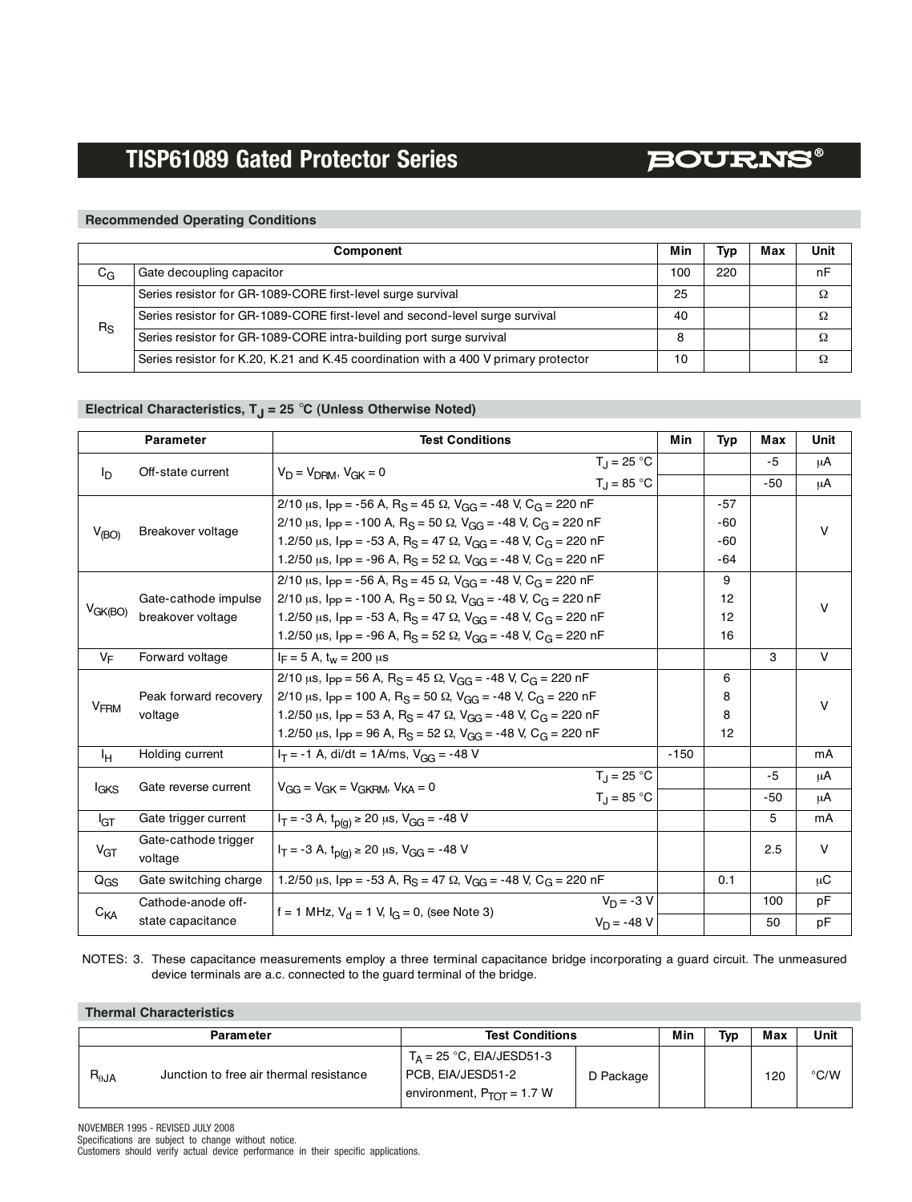## Recommended Operating Conditions

| | Component | Min | Typ | Max | Unit |
|---|---|---|---|---|---|
| $C_G$ | Gate decoupling capacitor | 100 | 220 | | nF |
| $R_S$ | Series resistor for GR-1089-CORE first-level surge survival | 25 | | | Ω |
| | Series resistor for GR-1089-CORE first-level and second-level surge survival | 40 | | | Ω |
| | Series resistor for GR-1089-CORE intra-building port surge survival | 8 | | | Ω |
| | Series resistor for K.20, K.21 and K.45 coordination with a 400 V primary protector | 10 | | | Ω |

## Electrical Characteristics, $T_J$ = 25 °C (Unless Otherwise Noted)

| | Parameter | Test Conditions | | Min | Typ | Max | Unit |
|---|---|---|---|---|---|---|---|
| $I_D$ | Off-state current | $V_D = V_{DRM}$, $V_{GK} = 0$ | $T_J$ = 25 °C | | | -5 | μA |
| | | | $T_J$ = 85 °C | | | -50 | μA |
| $V_{(BO)}$ | Breakover voltage | 2/10 μs, $I_{PP}$ = -56 A, $R_S$ = 45 Ω, $V_{GG}$ = -48 V, $C_G$ = 220 nF | | | -57 | | V |
| | | 2/10 μs, $I_{PP}$ = -100 A, $R_S$ = 50 Ω, $V_{GG}$ = -48 V, $C_G$ = 220 nF | | | -60 | | V |
| | | 1.2/50 μs, $I_{PP}$ = -53 A, $R_S$ = 47 Ω, $V_{GG}$ = -48 V, $C_G$ = 220 nF | | | -60 | | V |
| | | 1.2/50 μs, $I_{PP}$ = -96 A, $R_S$ = 52 Ω, $V_{GG}$ = -48 V, $C_G$ = 220 nF | | | -64 | | V |
| $V_{GK(BO)}$ | Gate-cathode impulse breakover voltage | 2/10 μs, $I_{PP}$ = -56 A, $R_S$ = 45 Ω, $V_{GG}$ = -48 V, $C_G$ = 220 nF | | | 9 | | V |
| | | 2/10 μs, $I_{PP}$ = -100 A, $R_S$ = 50 Ω, $V_{GG}$ = -48 V, $C_G$ = 220 nF | | | 12 | | V |
| | | 1.2/50 μs, $I_{PP}$ = -53 A, $R_S$ = 47 Ω, $V_{GG}$ = -48 V, $C_G$ = 220 nF | | | 12 | | V |
| | | 1.2/50 μs, $I_{PP}$ = -96 A, $R_S$ = 52 Ω, $V_{GG}$ = -48 V, $C_G$ = 220 nF | | | 16 | | V |
| $V_F$ | Forward voltage | $I_F$ = 5 A, $t_w$ = 200 μs | | | | 3 | V |
| $V_{FRM}$ | Peak forward recovery voltage | 2/10 μs, $I_{PP}$ = 56 A, $R_S$ = 45 Ω, $V_{GG}$ = -48 V, $C_G$ = 220 nF | | | 6 | | V |
| | | 2/10 μs, $I_{PP}$ = 100 A, $R_S$ = 50 Ω, $V_{GG}$ = -48 V, $C_G$ = 220 nF | | | 8 | | V |
| | | 1.2/50 μs, $I_{PP}$ = 53 A, $R_S$ = 47 Ω, $V_{GG}$ = -48 V, $C_G$ = 220 nF | | | 8 | | V |
| | | 1.2/50 μs, $I_{PP}$ = 96 A, $R_S$ = 52 Ω, $V_{GG}$ = -48 V, $C_G$ = 220 nF | | | 12 | | V |
| $I_H$ | Holding current | $I_T$ = -1 A, di/dt = 1A/ms, $V_{GG}$ = -48 V | | -150 | | | mA |
| $I_{GKS}$ | Gate reverse current | $V_{GG} = V_{GK} = V_{GKRM}$, $V_{KA} = 0$ | $T_J$ = 25 °C | | | -5 | μA |
| | | | $T_J$ = 85 °C | | | -50 | μA |
| $I_{GT}$ | Gate trigger current | $I_T$ = -3 A, $t_{p(g)} \geq$ 20 μs, $V_{GG}$ = -48 V | | | | 5 | mA |
| $V_{GT}$ | Gate-cathode trigger voltage | $I_T$ = -3 A, $t_{p(g)} \geq$ 20 μs, $V_{GG}$ = -48 V | | | | 2.5 | V |
| $Q_{GS}$ | Gate switching charge | 1.2/50 μs, $I_{PP}$ = -53 A, $R_S$ = 47 Ω, $V_{GG}$ = -48 V, $C_G$ = 220 nF | | | 0.1 | | μC |
| $C_{KA}$ | Cathode-anode off-state capacitance | f = 1 MHz, $V_d$ = 1 V, $I_G$ = 0, (see Note 3) | $V_D$ = -3 V | | | 100 | pF |
| | | | $V_D$ = -48 V | | | 50 | pF |

NOTES: 3. These capacitance measurements employ a three terminal capacitance bridge incorporating a guard circuit. The unmeasured device terminals are a.c. connected to the guard terminal of the bridge.

## Thermal Characteristics

| | Parameter | Test Conditions | | Min | Typ | Max | Unit |
|---|---|---|---|---|---|---|---|
| $R_{\theta JA}$ | Junction to free air thermal resistance | $T_A$ = 25 °C, EIA/JESD51-3 PCB, EIA/JESD51-2 environment, $P_{TOT}$ = 1.7 W | D Package | | | 120 | °C/W |

NOVEMBER 1995 - REVISED JULY 2008
Specifications are subject to change without notice.
Customers should verify actual device performance in their specific applications.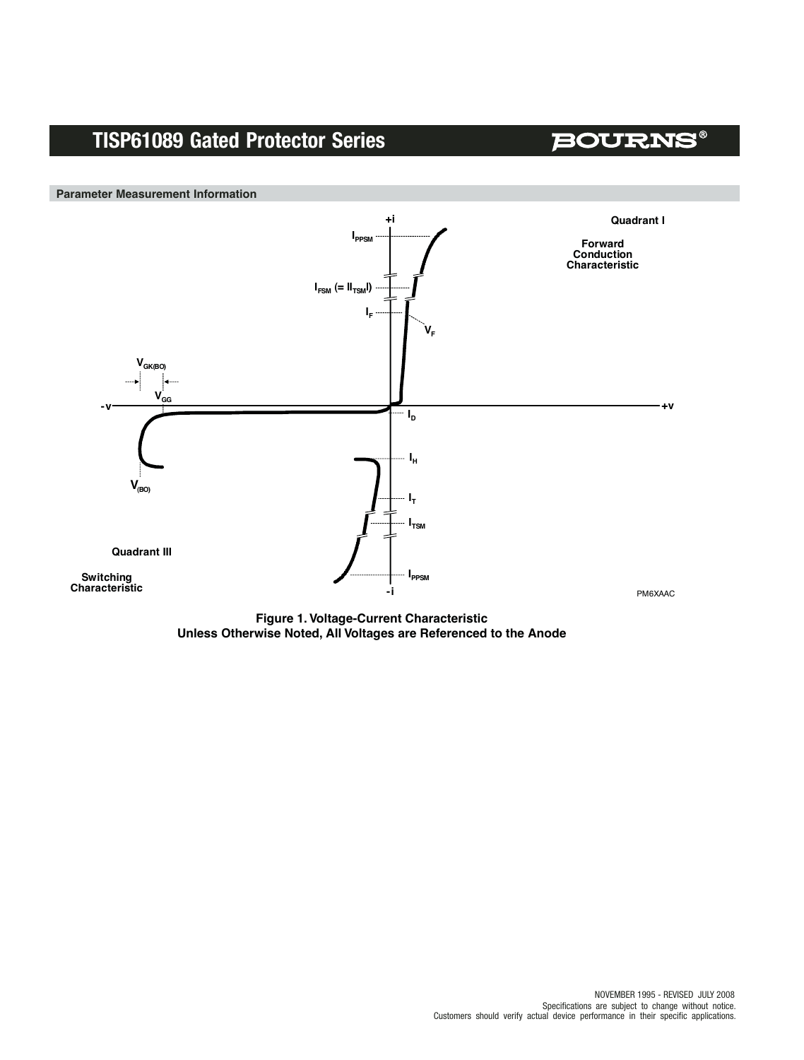## Parameter Measurement Information

Quadrant I

Forward Conduction Characteristic

Quadrant III

Switching Characteristic

+i, -i, +v, -v, $I_{PPSM}$, $I_{FSM}$ (= $|I_{TSM}|$), $I_F$, $V_F$, $V_{GK(BO)}$, $V_{GG}$, $I_D$, $I_H$, $V_{(BO)}$, $I_T$, $I_{TSM}$, $I_{PPSM}$

PM6XAAC

**Figure 1. Voltage-Current Characteristic**
**Unless Otherwise Noted, All Voltages are Referenced to the Anode**

NOVEMBER 1995 - REVISED JULY 2008
Specifications are subject to change without notice.
Customers should verify actual device performance in their specific applications.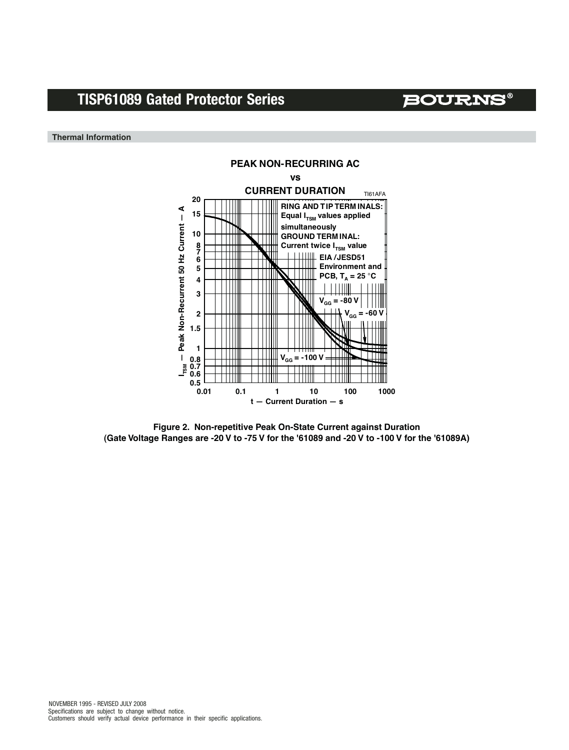## Thermal Information

**PEAK NON-RECURRING AC vs CURRENT DURATION**

TI61AFA

RING AND TIP TERMINALS: Equal $I_{TSM}$ values applied simultaneously

GROUND TERMINAL: Current twice $I_{TSM}$ value

EIA /JESD51 Environment and PCB, $T_A$ = 25 °C

$V_{GG}$ = -80 V

$V_{GG}$ = -60 V

$V_{GG}$ = -100 V

$I_{TSM}$ — Peak Non-Recurrent 50 Hz Current — A

t — Current Duration — s

**Figure 2. Non-repetitive Peak On-State Current against Duration (Gate Voltage Ranges are -20 V to -75 V for the '61089 and -20 V to -100 V for the '61089A)**

NOVEMBER 1995 - REVISED JULY 2008
Specifications are subject to change without notice.
Customers should verify actual device performance in their specific applications.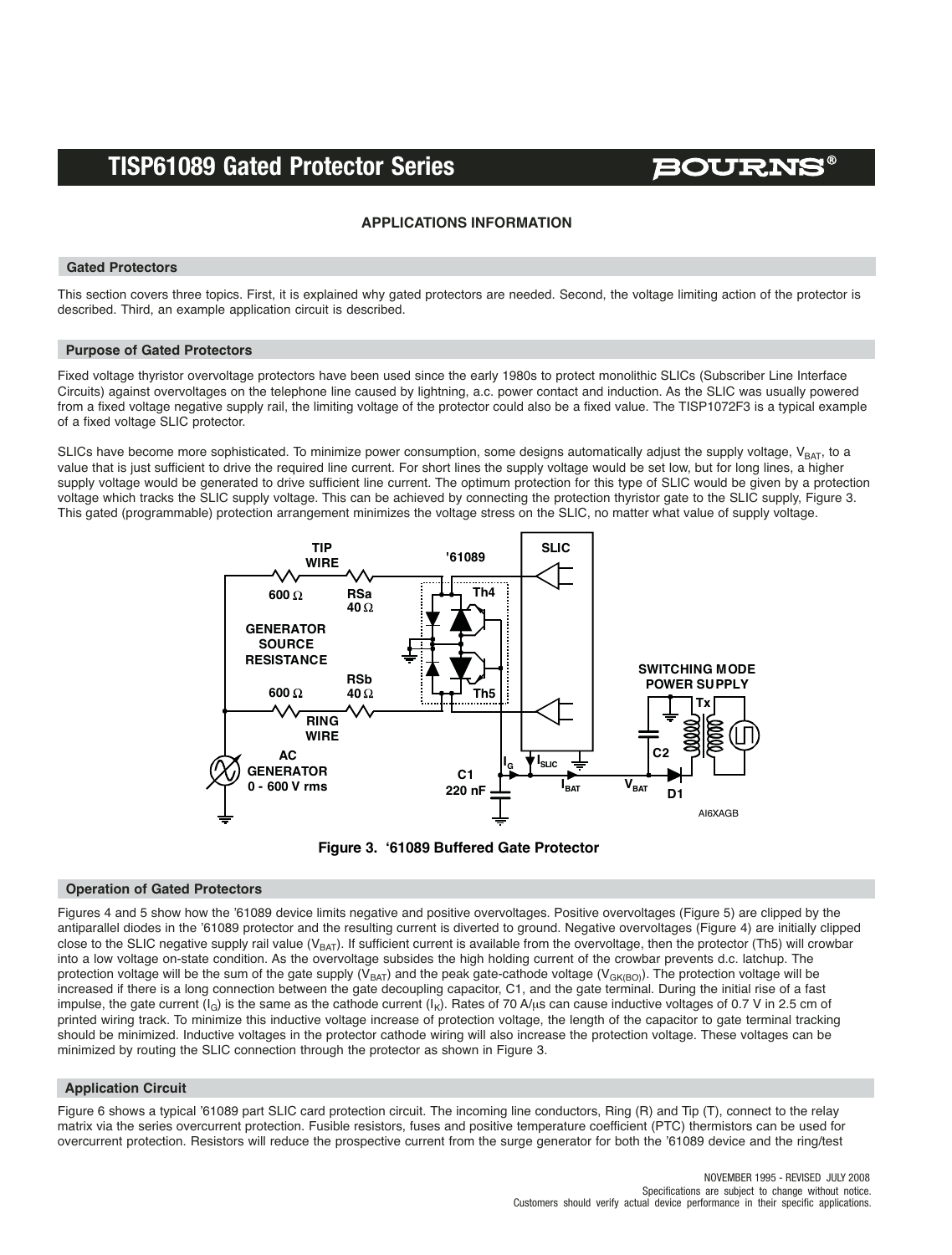## APPLICATIONS INFORMATION

### Gated Protectors

This section covers three topics. First, it is explained why gated protectors are needed. Second, the voltage limiting action of the protector is described. Third, an example application circuit is described.

### Purpose of Gated Protectors

Fixed voltage thyristor overvoltage protectors have been used since the early 1980s to protect monolithic SLICs (Subscriber Line Interface Circuits) against overvoltages on the telephone line caused by lightning, a.c. power contact and induction. As the SLIC was usually powered from a fixed voltage negative supply rail, the limiting voltage of the protector could also be a fixed value. The TISP1072F3 is a typical example of a fixed voltage SLIC protector.

SLICs have become more sophisticated. To minimize power consumption, some designs automatically adjust the supply voltage, $V_{BAT}$, to a value that is just sufficient to drive the required line current. For short lines the supply voltage would be set low, but for long lines, a higher supply voltage would be generated to drive sufficient line current. The optimum protection for this type of SLIC would be given by a protection voltage which tracks the SLIC supply voltage. This can be achieved by connecting the protection thyristor gate to the SLIC supply, Figure 3. This gated (programmable) protection arrangement minimizes the voltage stress on the SLIC, no matter what value of supply voltage.

Figure 3. '61089 Buffered Gate Protector

### Operation of Gated Protectors

Figures 4 and 5 show how the '61089 device limits negative and positive overvoltages. Positive overvoltages (Figure 5) are clipped by the antiparallel diodes in the '61089 protector and the resulting current is diverted to ground. Negative overvoltages (Figure 4) are initially clipped close to the SLIC negative supply rail value ($V_{BAT}$). If sufficient current is available from the overvoltage, then the protector (Th5) will crowbar into a low voltage on-state condition. As the overvoltage subsides the high holding current of the crowbar prevents d.c. latchup. The protection voltage will be the sum of the gate supply ($V_{BAT}$) and the peak gate-cathode voltage ($V_{GK(BO)}$). The protection voltage will be increased if there is a long connection between the gate decoupling capacitor, C1, and the gate terminal. During the initial rise of a fast impulse, the gate current ($I_G$) is the same as the cathode current ($I_K$). Rates of 70 A/μs can cause inductive voltages of 0.7 V in 2.5 cm of printed wiring track. To minimize this inductive voltage increase of protection voltage, the length of the capacitor to gate terminal tracking should be minimized. Inductive voltages in the protector cathode wiring will also increase the protection voltage. These voltages can be minimized by routing the SLIC connection through the protector as shown in Figure 3.

### Application Circuit

Figure 6 shows a typical '61089 part SLIC card protection circuit. The incoming line conductors, Ring (R) and Tip (T), connect to the relay matrix via the series overcurrent protection. Fusible resistors, fuses and positive temperature coefficient (PTC) thermistors can be used for overcurrent protection. Resistors will reduce the prospective current from the surge generator for both the '61089 device and the ring/test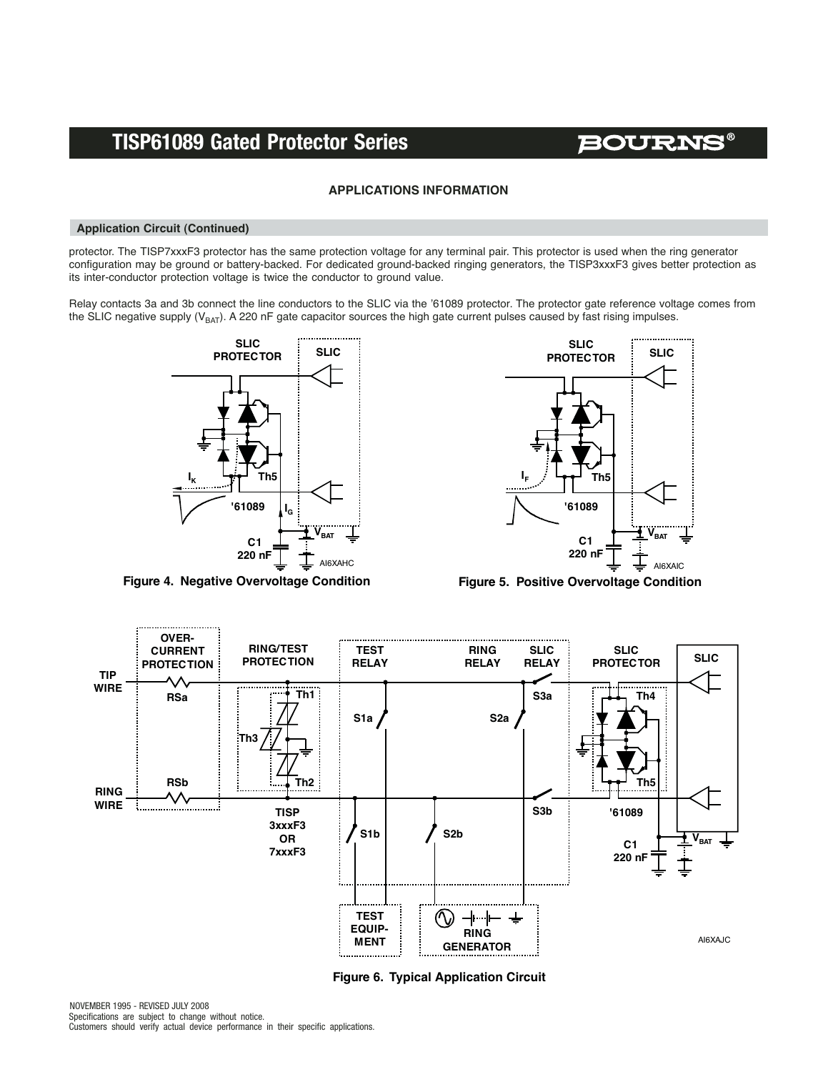## APPLICATIONS INFORMATION

### Application Circuit (Continued)

protector. The TISP7xxxF3 protector has the same protection voltage for any terminal pair. This protector is used when the ring generator configuration may be ground or battery-backed. For dedicated ground-backed ringing generators, the TISP3xxxF3 gives better protection as its inter-conductor protection voltage is twice the conductor to ground value.

Relay contacts 3a and 3b connect the line conductors to the SLIC via the '61089 protector. The protector gate reference voltage comes from the SLIC negative supply ($V_{BAT}$). A 220 nF gate capacitor sources the high gate current pulses caused by fast rising impulses.

**Figure 4. Negative Overvoltage Condition**

**Figure 5. Positive Overvoltage Condition**

**Figure 6. Typical Application Circuit**

NOVEMBER 1995 - REVISED JULY 2008
Specifications are subject to change without notice.
Customers should verify actual device performance in their specific applications.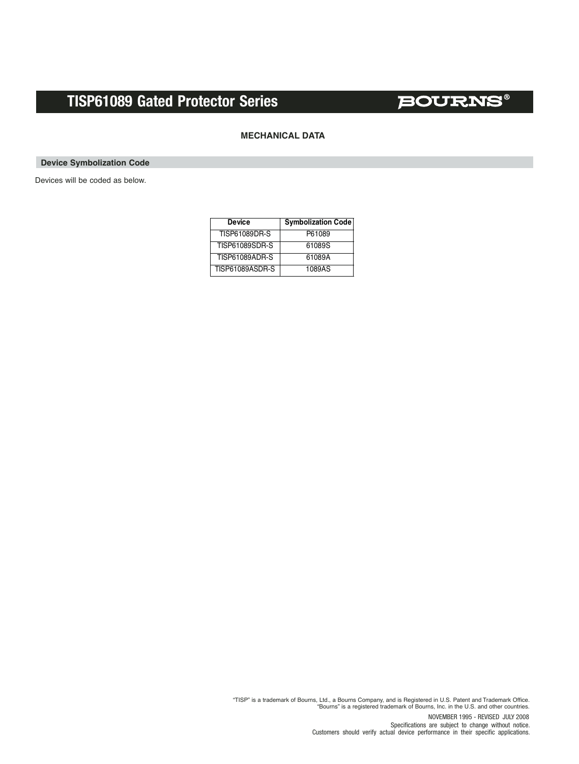## MECHANICAL DATA

### Device Symbolization Code

Devices will be coded as below.

| Device | Symbolization Code |
|---|---|
| TISP61089DR-S | P61089 |
| TISP61089SDR-S | 61089S |
| TISP61089ADR-S | 61089A |
| TISP61089ASDR-S | 1089AS |

"TISP" is a trademark of Bourns, Ltd., a Bourns Company, and is Registered in U.S. Patent and Trademark Office.
"Bourns" is a registered trademark of Bourns, Inc. in the U.S. and other countries.

NOVEMBER 1995 - REVISED JULY 2008

Specifications are subject to change without notice.
Customers should verify actual device performance in their specific applications.